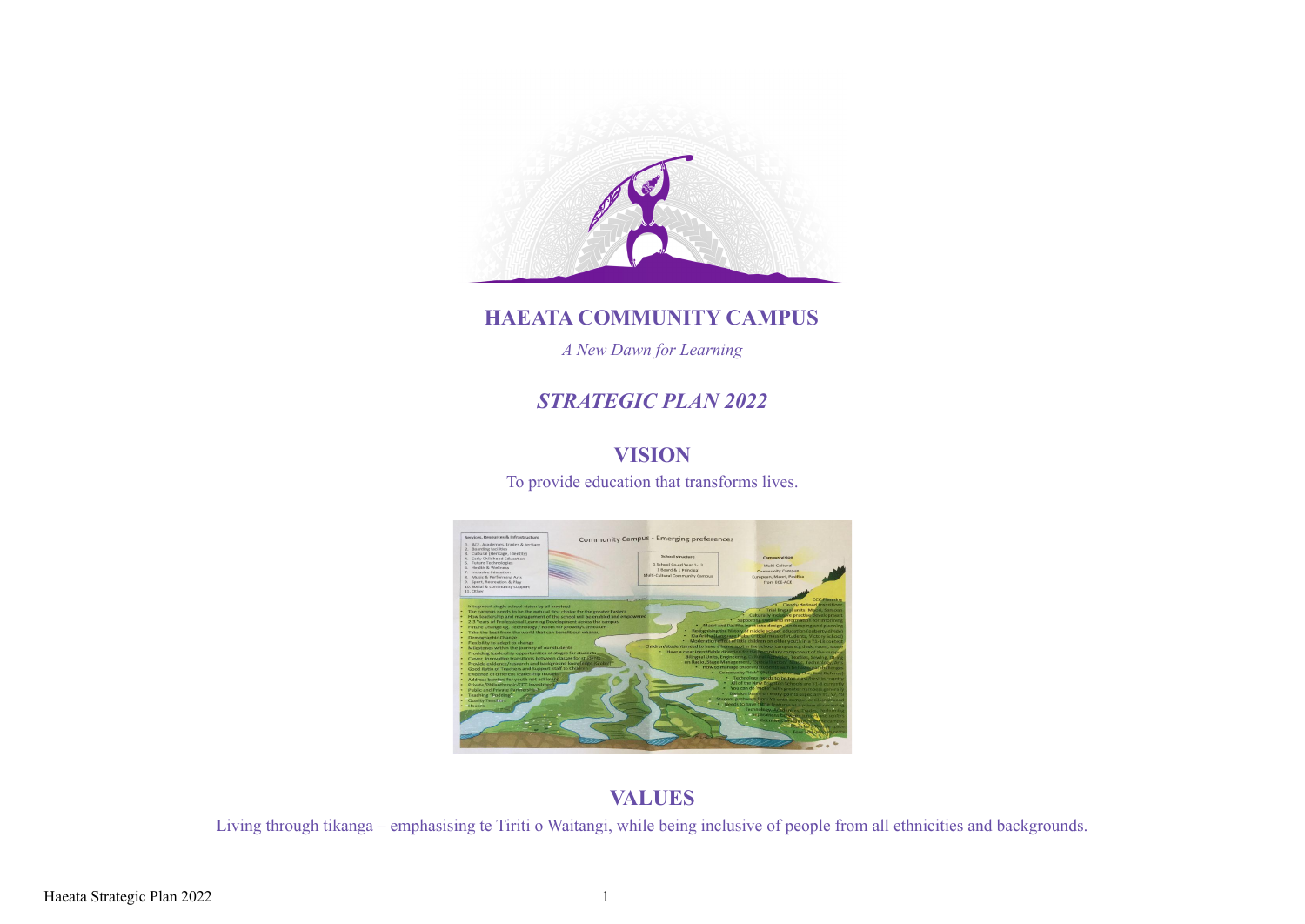# HAEATA COMMUNITY CAMPUS

*A New Dawn for Learning*

## *STRATEGIC PLAN 2022*

## VISION

To provide education that transforms lives.

## VALUES

Living through tikanga – emphasising te Tiriti o Waitangi, while being inclusive of people from all ethnicities and backgrounds.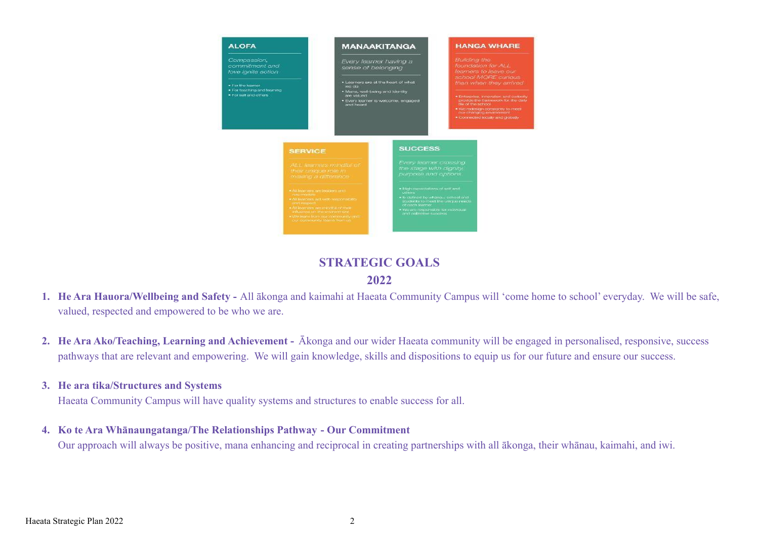**ALOFA**

*Compassion, commitment and love ignite action*

- For the learner
- For teaching and learning
- For self and others

**MANAAKITANGA**

*Every learner having a sense of belonging*

- Learners are at the heart of what we do
- Mana, well-being and identity are valued
- Every learner is welcome, engaged and heard

**HANGA WHARE**

*Building the foundation for ALL learners to leave our school MORE curious than when they arrived*

- Enterprise, innovation and curiosity provide the framework for the daily life of the school
- We redesign constantly to meet our changing environment
- Connected locally and globally

**SERVICE**

*ALL learners mindful of their unique role in making a difference*

- All learners are leaders and role models
- All learners act with responsibility and respect
- All learners are mindful of their influence on the environment
- We learn from our community and our community learns from us

**SUCCESS**

*Every learner crossing the stage with dignity, purpose and options*

- High expectations of self and others
- Is defined by whānau, school and students to meet the unique needs of each learner
- We are responsible for individual and collective success

# STRATEGIC GOALS
## 2022

1. **He Ara Hauora/Wellbeing and Safety -** All ākonga and kaimahi at Haeata Community Campus will 'come home to school' everyday. We will be safe, valued, respected and empowered to be who we are.

2. **He Ara Ako/Teaching, Learning and Achievement -** Ākonga and our wider Haeata community will be engaged in personalised, responsive, success pathways that are relevant and empowering. We will gain knowledge, skills and dispositions to equip us for our future and ensure our success.

3. **He ara tika/Structures and Systems**
   Haeata Community Campus will have quality systems and structures to enable success for all.

4. **Ko te Ara Whānaungatanga/The Relationships Pathway - Our Commitment**
   Our approach will always be positive, mana enhancing and reciprocal in creating partnerships with all ākonga, their whānau, kaimahi, and iwi.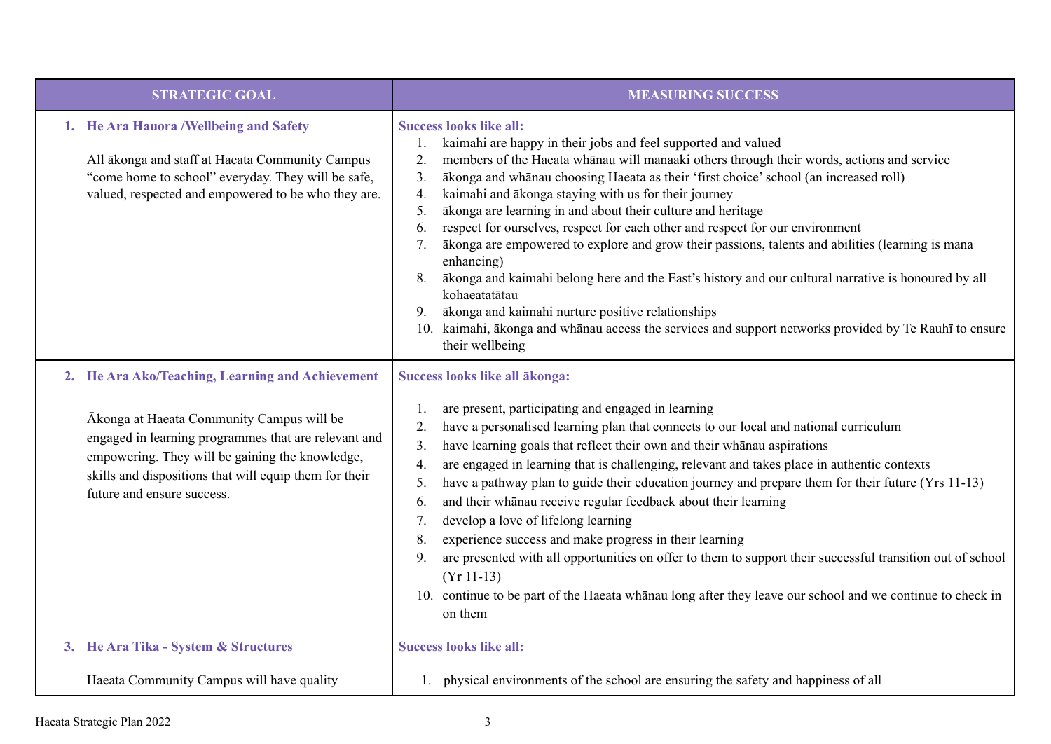| STRATEGIC GOAL | MEASURING SUCCESS |
|---|---|
| **1. He Ara Hauora /Wellbeing and Safety**<br><br>All ākonga and staff at Haeata Community Campus "come home to school" everyday. They will be safe, valued, respected and empowered to be who they are. | **Success looks like all:**<br>1. kaimahi are happy in their jobs and feel supported and valued<br>2. members of the Haeata whānau will manaaki others through their words, actions and service<br>3. ākonga and whānau choosing Haeata as their 'first choice' school (an increased roll)<br>4. kaimahi and ākonga staying with us for their journey<br>5. ākonga are learning in and about their culture and heritage<br>6. respect for ourselves, respect for each other and respect for our environment<br>7. ākonga are empowered to explore and grow their passions, talents and abilities (learning is mana enhancing)<br>8. ākonga and kaimahi belong here and the East's history and our cultural narrative is honoured by all kohaeatatātau<br>9. ākonga and kaimahi nurture positive relationships<br>10. kaimahi, ākonga and whānau access the services and support networks provided by Te Rauhī to ensure their wellbeing |
| **2. He Ara Ako/Teaching, Learning and Achievement**<br><br>Ākonga at Haeata Community Campus will be engaged in learning programmes that are relevant and empowering. They will be gaining the knowledge, skills and dispositions that will equip them for their future and ensure success. | **Success looks like all ākonga:**<br>1. are present, participating and engaged in learning<br>2. have a personalised learning plan that connects to our local and national curriculum<br>3. have learning goals that reflect their own and their whānau aspirations<br>4. are engaged in learning that is challenging, relevant and takes place in authentic contexts<br>5. have a pathway plan to guide their education journey and prepare them for their future (Yrs 11-13)<br>6. and their whānau receive regular feedback about their learning<br>7. develop a love of lifelong learning<br>8. experience success and make progress in their learning<br>9. are presented with all opportunities on offer to them to support their successful transition out of school (Yr 11-13)<br>10. continue to be part of the Haeata whānau long after they leave our school and we continue to check in on them |
| **3. He Ara Tika - System & Structures**<br><br>Haeata Community Campus will have quality | **Success looks like all:**<br><br>1. physical environments of the school are ensuring the safety and happiness of all |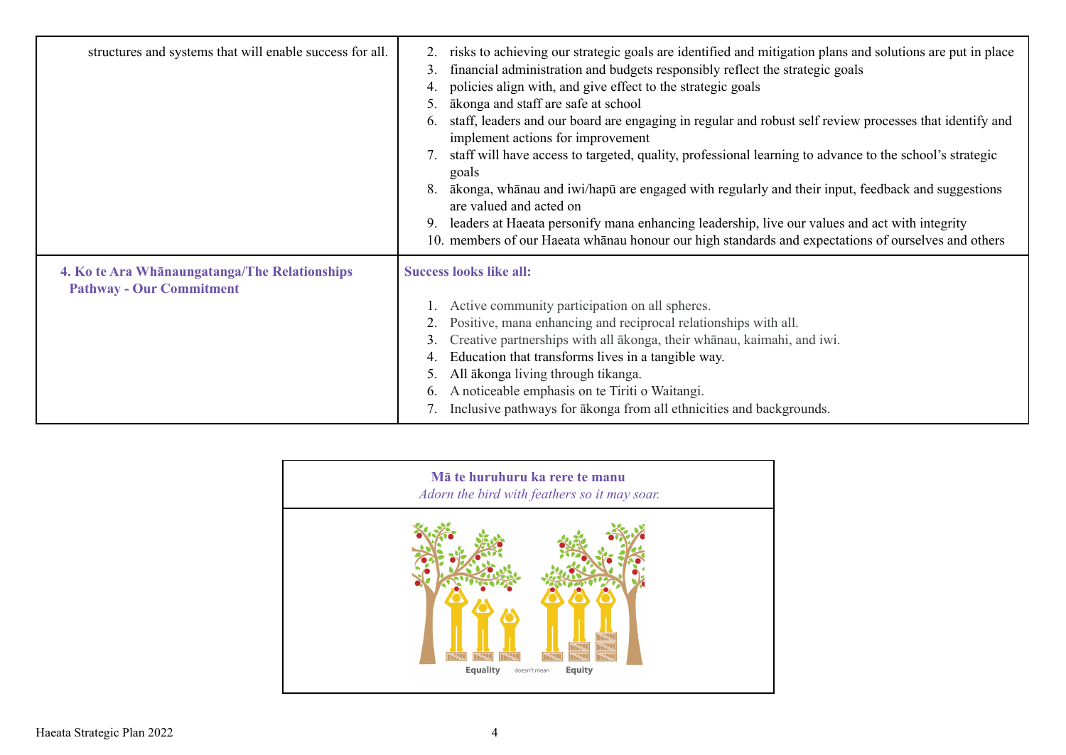| | |
|---|---|
| structures and systems that will enable success for all. | 2. risks to achieving our strategic goals are identified and mitigation plans and solutions are put in place<br>3. financial administration and budgets responsibly reflect the strategic goals<br>4. policies align with, and give effect to the strategic goals<br>5. ākonga and staff are safe at school<br>6. staff, leaders and our board are engaging in regular and robust self review processes that identify and implement actions for improvement<br>7. staff will have access to targeted, quality, professional learning to advance to the school's strategic goals<br>8. ākonga, whānau and iwi/hapū are engaged with regularly and their input, feedback and suggestions are valued and acted on<br>9. leaders at Haeata personify mana enhancing leadership, live our values and act with integrity<br>10. members of our Haeata whānau honour our high standards and expectations of ourselves and others |
| **4. Ko te Ara Whānaungatanga/The Relationships Pathway - Our Commitment** | **Success looks like all:**<br><br>1. Active community participation on all spheres.<br>2. Positive, mana enhancing and reciprocal relationships with all.<br>3. Creative partnerships with all ākonga, their whānau, kaimahi, and iwi.<br>4. Education that transforms lives in a tangible way.<br>5. All ākonga living through tikanga.<br>6. A noticeable emphasis on te Tiriti o Waitangi.<br>7. Inclusive pathways for ākonga from all ethnicities and backgrounds. |

**Mā te huruhuru ka rere te manu**
*Adorn the bird with feathers so it may soar.*

Equality doesn't mean Equity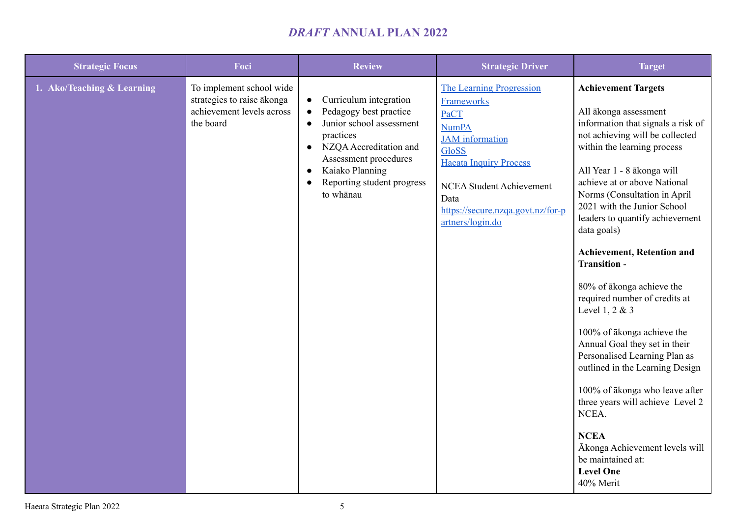# *DRAFT* ANNUAL PLAN 2022

| Strategic Focus | Foci | Review | Strategic Driver | Target |
|---|---|---|---|---|
| **1. Ako/Teaching & Learning** | To implement school wide strategies to raise ākonga achievement levels across the board | • Curriculum integration<br>• Pedagogy best practice<br>• Junior school assessment practices<br>• NZQA Accreditation and Assessment procedures<br>• Kaiako Planning<br>• Reporting student progress to whānau | The Learning Progression Frameworks<br>PaCT<br>NumPA<br>JAM information<br>GloSS<br>Haeata Inquiry Process<br><br>NCEA Student Achievement Data<br>https://secure.nzqa.govt.nz/for-partners/login.do | **Achievement Targets**<br><br>All ākonga assessment information that signals a risk of not achieving will be collected within the learning process<br><br>All Year 1 - 8 ākonga will achieve at or above National Norms (Consultation in April 2021 with the Junior School leaders to quantify achievement data goals)<br><br>**Achievement, Retention and Transition** -<br><br>80% of ākonga achieve the required number of credits at Level 1, 2 & 3<br><br>100% of ākonga achieve the Annual Goal they set in their Personalised Learning Plan as outlined in the Learning Design<br><br>100% of ākonga who leave after three years will achieve Level 2 NCEA.<br><br>**NCEA**<br>Ākonga Achievement levels will be maintained at:<br>**Level One**<br>40% Merit |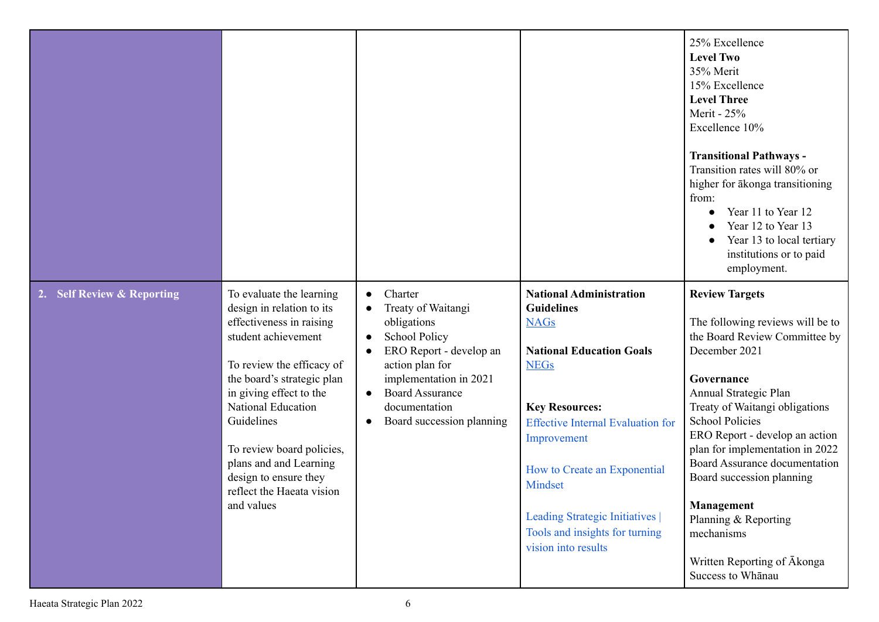| | | | | |
|---|---|---|---|---|
| | | | | 25% Excellence<br>**Level Two**<br>35% Merit<br>15% Excellence<br>**Level Three**<br>Merit - 25%<br>Excellence 10%<br><br>**Transitional Pathways -**<br>Transition rates will 80% or higher for ākonga transitioning from:<br>● Year 11 to Year 12<br>● Year 12 to Year 13<br>● Year 13 to local tertiary institutions or to paid employment. |
| **2. Self Review & Reporting** | To evaluate the learning design in relation to its effectiveness in raising student achievement<br><br>To review the efficacy of the board's strategic plan in giving effect to the National Education Guidelines<br><br>To review board policies, plans and and Learning design to ensure they reflect the Haeata vision and values | ● Charter<br>● Treaty of Waitangi obligations<br>● School Policy<br>● ERO Report - develop an action plan for implementation in 2021<br>● Board Assurance documentation<br>● Board succession planning | **National Administration Guidelines**<br>NAGs<br><br>**National Education Goals**<br>NEGs<br><br>**Key Resources:**<br>Effective Internal Evaluation for Improvement<br><br>How to Create an Exponential Mindset<br><br>Leading Strategic Initiatives \| Tools and insights for turning vision into results | **Review Targets**<br><br>The following reviews will be to the Board Review Committee by December 2021<br><br>**Governance**<br>Annual Strategic Plan<br>Treaty of Waitangi obligations<br>School Policies<br>ERO Report - develop an action plan for implementation in 2022<br>Board Assurance documentation<br>Board succession planning<br><br>**Management**<br>Planning & Reporting mechanisms<br><br>Written Reporting of Ākonga Success to Whānau |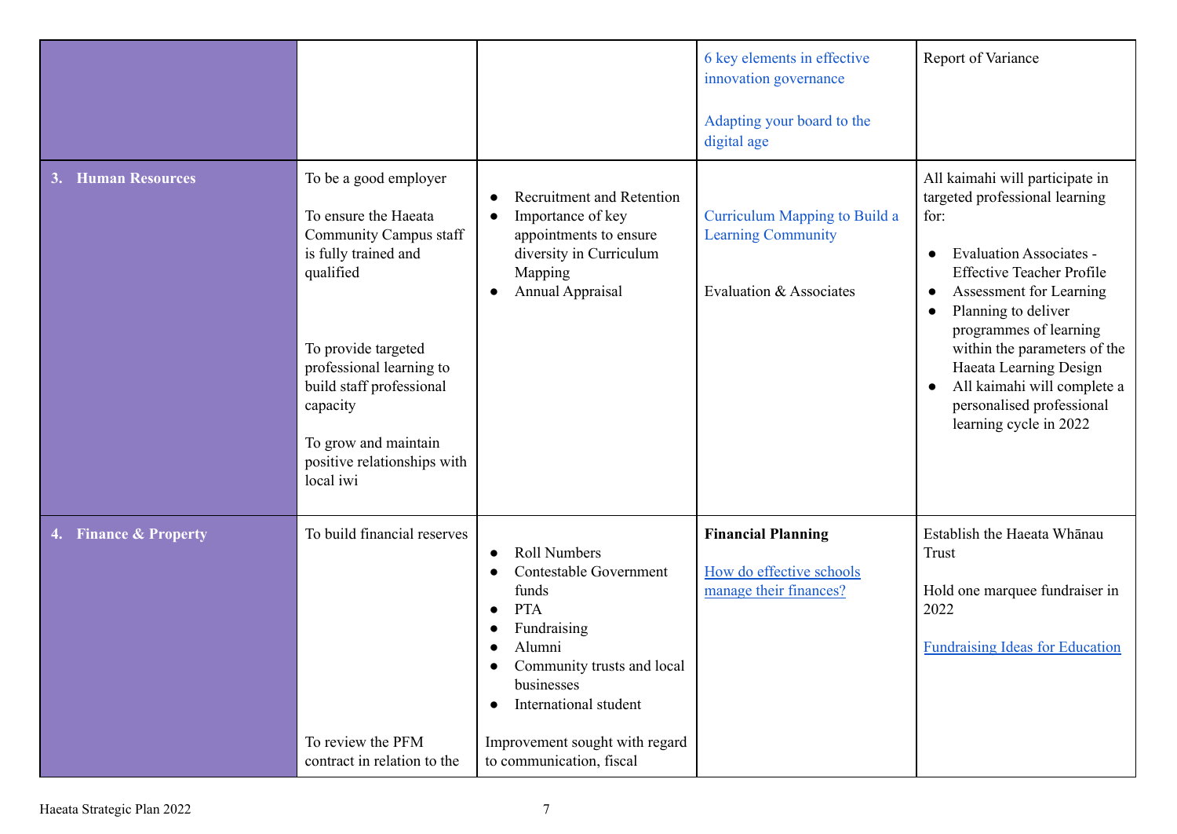| | | | | |
|---|---|---|---|---|
| | | | 6 key elements in effective innovation governance<br><br>Adapting your board to the digital age | Report of Variance |
| **3. Human Resources** | To be a good employer<br><br>To ensure the Haeata Community Campus staff is fully trained and qualified<br><br>To provide targeted professional learning to build staff professional capacity<br><br>To grow and maintain positive relationships with local iwi | • Recruitment and Retention<br>• Importance of key appointments to ensure diversity in Curriculum Mapping<br>• Annual Appraisal | Curriculum Mapping to Build a Learning Community<br><br>Evaluation & Associates | All kaimahi will participate in targeted professional learning for:<br><br>• Evaluation Associates - Effective Teacher Profile<br>• Assessment for Learning<br>• Planning to deliver programmes of learning within the parameters of the Haeata Learning Design<br>• All kaimahi will complete a personalised professional learning cycle in 2022 |
| **4. Finance & Property** | To build financial reserves<br><br>To review the PFM contract in relation to the | • Roll Numbers<br>• Contestable Government funds<br>• PTA<br>• Fundraising<br>• Alumni<br>• Community trusts and local businesses<br>• International student<br><br>Improvement sought with regard to communication, fiscal | **Financial Planning**<br><br>How do effective schools manage their finances? | Establish the Haeata Whānau Trust<br><br>Hold one marquee fundraiser in 2022<br><br>Fundraising Ideas for Education |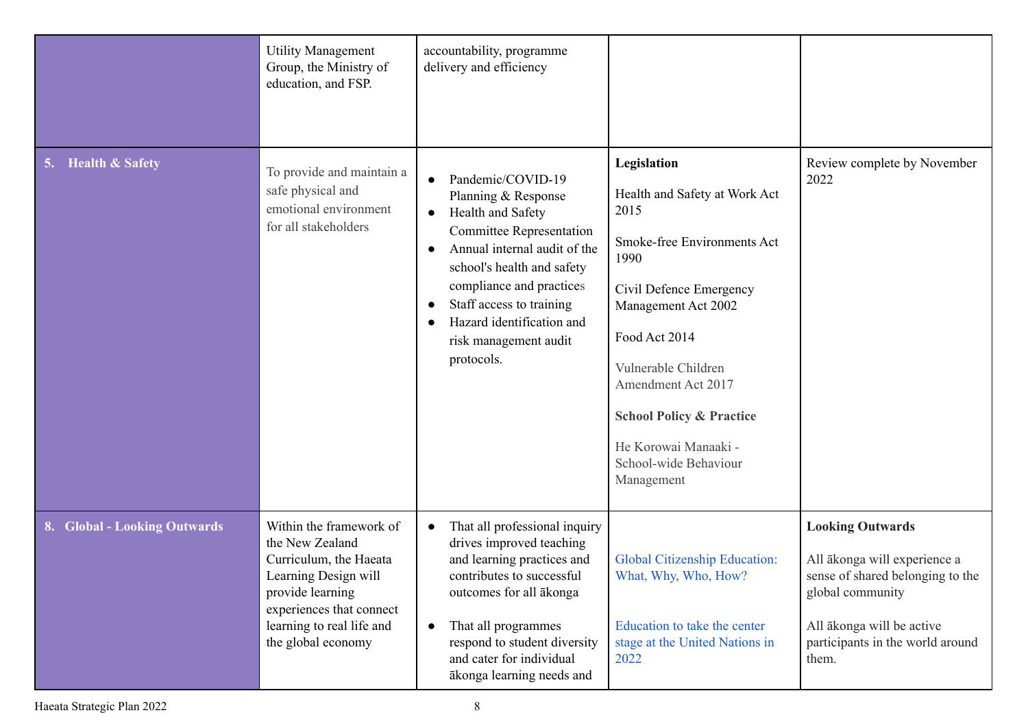| | | | | |
|---|---|---|---|---|
| | Utility Management Group, the Ministry of education, and FSP. | accountability, programme delivery and efficiency | | |
| **5. Health & Safety** | To provide and maintain a safe physical and emotional environment for all stakeholders | • Pandemic/COVID-19 Planning & Response<br>• Health and Safety Committee Representation<br>• Annual internal audit of the school's health and safety compliance and practices<br>• Staff access to training<br>• Hazard identification and risk management audit protocols. | **Legislation**<br><br>Health and Safety at Work Act 2015<br><br>Smoke-free Environments Act 1990<br><br>Civil Defence Emergency Management Act 2002<br><br>Food Act 2014<br><br>Vulnerable Children Amendment Act 2017<br><br>**School Policy & Practice**<br><br>He Korowai Manaaki - School-wide Behaviour Management | Review complete by November 2022 |
| **8. Global - Looking Outwards** | Within the framework of the New Zealand Curriculum, the Haeata Learning Design will provide learning experiences that connect learning to real life and the global economy | • That all professional inquiry drives improved teaching and learning practices and contributes to successful outcomes for all ākonga<br><br>• That all programmes respond to student diversity and cater for individual ākonga learning needs and | Global Citizenship Education: What, Why, Who, How?<br><br>Education to take the center stage at the United Nations in 2022 | **Looking Outwards**<br><br>All ākonga will experience a sense of shared belonging to the global community<br><br>All ākonga will be active participants in the world around them. |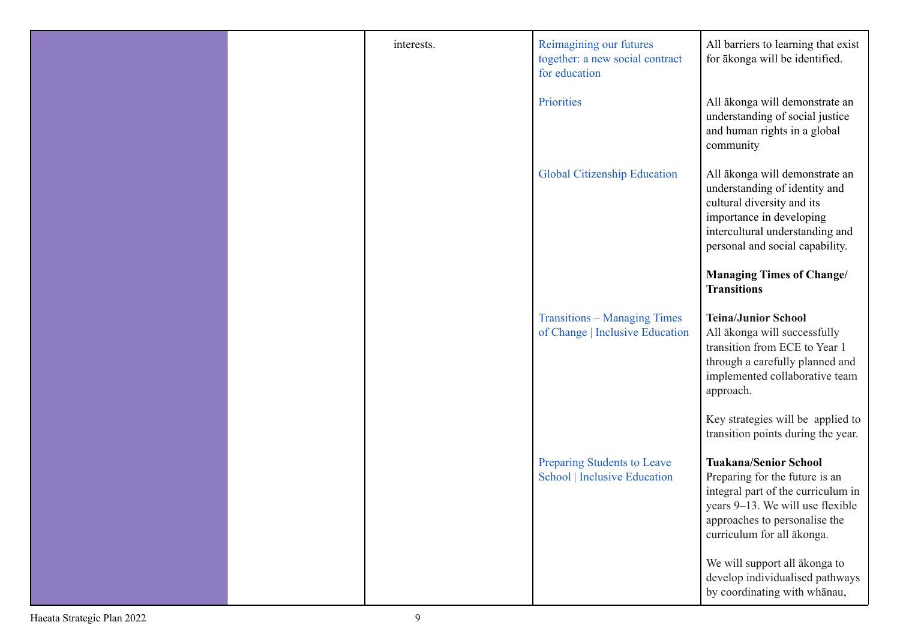| | | | | |
|---|---|---|---|---|
| | | interests. | Reimagining our futures together: a new social contract for education | All barriers to learning that exist for ākonga will be identified. |
| | | | Priorities | All ākonga will demonstrate an understanding of social justice and human rights in a global community |
| | | | Global Citizenship Education | All ākonga will demonstrate an understanding of identity and cultural diversity and its importance in developing intercultural understanding and personal and social capability.<br><br>**Managing Times of Change/ Transitions** |
| | | | Transitions – Managing Times of Change \| Inclusive Education | **Teina/Junior School**<br>All ākonga will successfully transition from ECE to Year 1 through a carefully planned and implemented collaborative team approach.<br><br>Key strategies will be applied to transition points during the year. |
| | | | Preparing Students to Leave School \| Inclusive Education | **Tuakana/Senior School**<br>Preparing for the future is an integral part of the curriculum in years 9–13. We will use flexible approaches to personalise the curriculum for all ākonga.<br><br>We will support all ākonga to develop individualised pathways by coordinating with whānau, |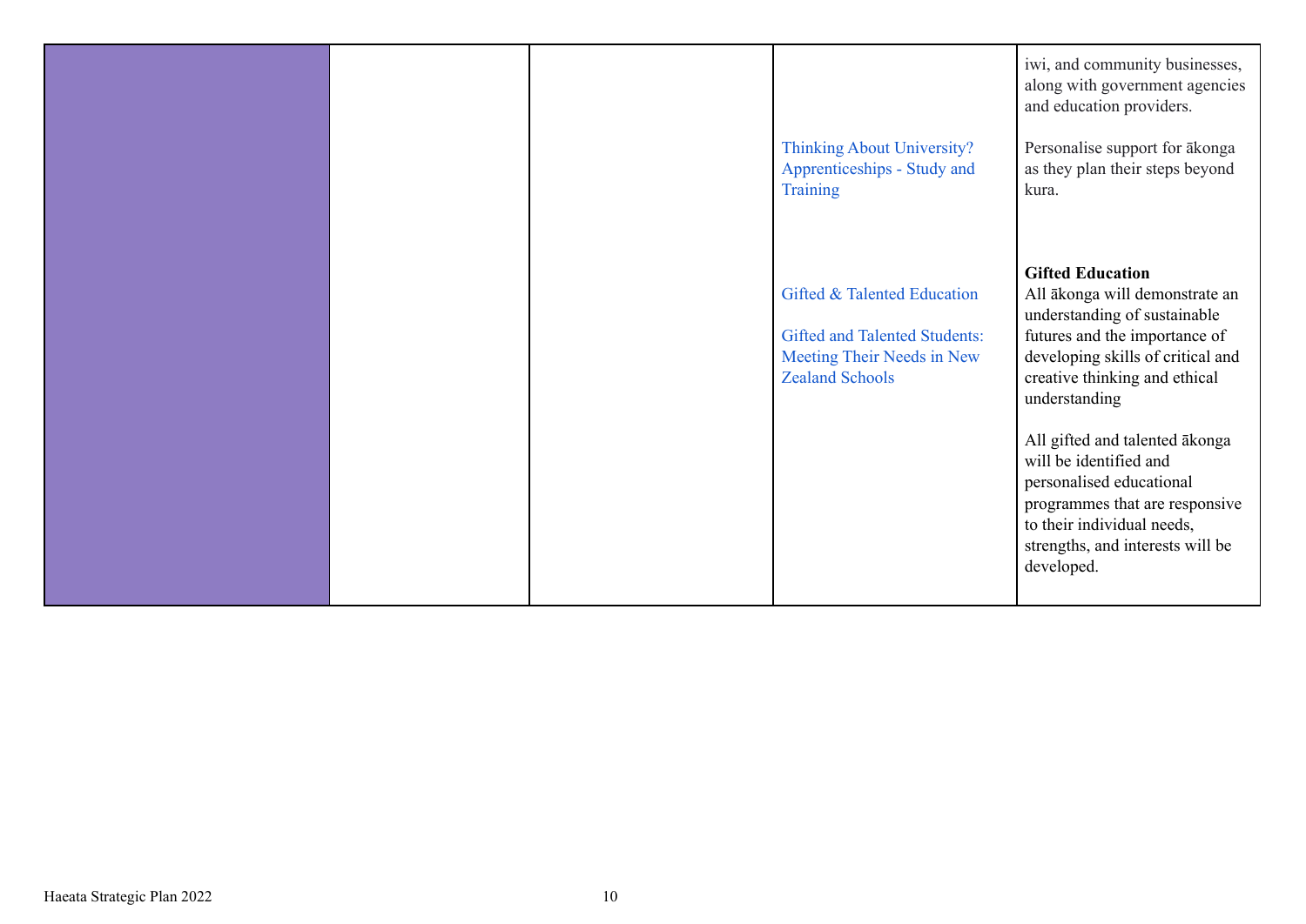| | | | | |
|---|---|---|---|---|
| | | | | iwi, and community businesses, along with government agencies and education providers. |
| | | | Thinking About University? Apprenticeships - Study and Training | Personalise support for ākonga as they plan their steps beyond kura. |
| | | | Gifted & Talented Education<br><br>Gifted and Talented Students: Meeting Their Needs in New Zealand Schools | **Gifted Education**<br>All ākonga will demonstrate an understanding of sustainable futures and the importance of developing skills of critical and creative thinking and ethical understanding<br><br>All gifted and talented ākonga will be identified and personalised educational programmes that are responsive to their individual needs, strengths, and interests will be developed. |